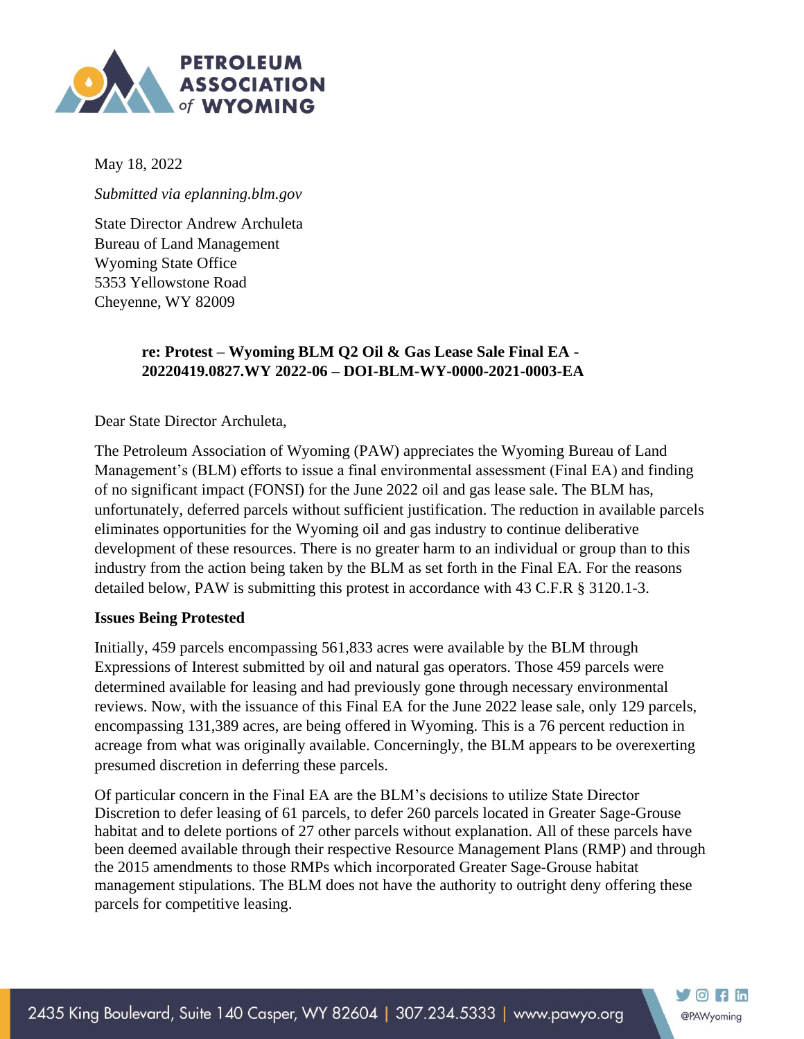**PETROLEUM ASSOCIATION of WYOMING**

May 18, 2022

*Submitted via eplanning.blm.gov*

State Director Andrew Archuleta
Bureau of Land Management
Wyoming State Office
5353 Yellowstone Road
Cheyenne, WY 82009

**re: Protest – Wyoming BLM Q2 Oil & Gas Lease Sale Final EA - 20220419.0827.WY 2022-06 – DOI-BLM-WY-0000-2021-0003-EA**

Dear State Director Archuleta,

The Petroleum Association of Wyoming (PAW) appreciates the Wyoming Bureau of Land Management's (BLM) efforts to issue a final environmental assessment (Final EA) and finding of no significant impact (FONSI) for the June 2022 oil and gas lease sale. The BLM has, unfortunately, deferred parcels without sufficient justification. The reduction in available parcels eliminates opportunities for the Wyoming oil and gas industry to continue deliberative development of these resources. There is no greater harm to an individual or group than to this industry from the action being taken by the BLM as set forth in the Final EA. For the reasons detailed below, PAW is submitting this protest in accordance with 43 C.F.R § 3120.1-3.

**Issues Being Protested**

Initially, 459 parcels encompassing 561,833 acres were available by the BLM through Expressions of Interest submitted by oil and natural gas operators. Those 459 parcels were determined available for leasing and had previously gone through necessary environmental reviews. Now, with the issuance of this Final EA for the June 2022 lease sale, only 129 parcels, encompassing 131,389 acres, are being offered in Wyoming. This is a 76 percent reduction in acreage from what was originally available. Concerningly, the BLM appears to be overexerting presumed discretion in deferring these parcels.

Of particular concern in the Final EA are the BLM's decisions to utilize State Director Discretion to defer leasing of 61 parcels, to defer 260 parcels located in Greater Sage-Grouse habitat and to delete portions of 27 other parcels without explanation. All of these parcels have been deemed available through their respective Resource Management Plans (RMP) and through the 2015 amendments to those RMPs which incorporated Greater Sage-Grouse habitat management stipulations. The BLM does not have the authority to outright deny offering these parcels for competitive leasing.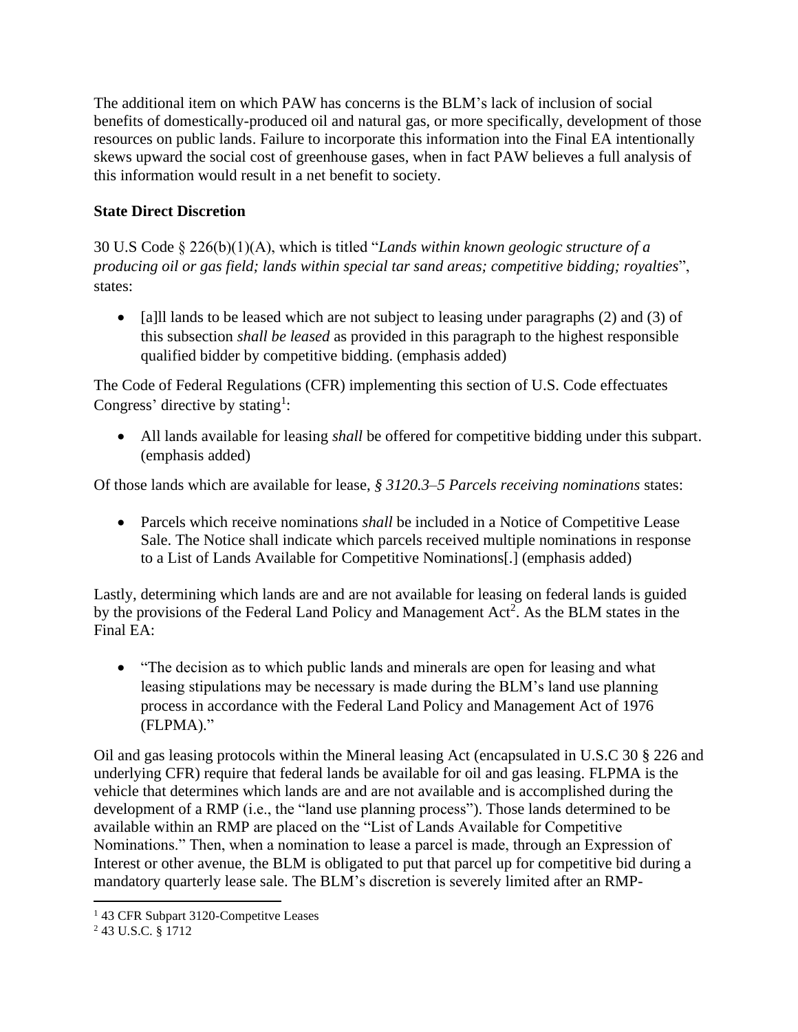The additional item on which PAW has concerns is the BLM's lack of inclusion of social benefits of domestically-produced oil and natural gas, or more specifically, development of those resources on public lands. Failure to incorporate this information into the Final EA intentionally skews upward the social cost of greenhouse gases, when in fact PAW believes a full analysis of this information would result in a net benefit to society.

**State Direct Discretion**

30 U.S Code § 226(b)(1)(A), which is titled "*Lands within known geologic structure of a producing oil or gas field; lands within special tar sand areas; competitive bidding; royalties*", states:

- [a]ll lands to be leased which are not subject to leasing under paragraphs (2) and (3) of this subsection *shall be leased* as provided in this paragraph to the highest responsible qualified bidder by competitive bidding. (emphasis added)

The Code of Federal Regulations (CFR) implementing this section of U.S. Code effectuates Congress' directive by stating[1]:

- All lands available for leasing *shall* be offered for competitive bidding under this subpart. (emphasis added)

Of those lands which are available for lease, *§ 3120.3–5 Parcels receiving nominations* states:

- Parcels which receive nominations *shall* be included in a Notice of Competitive Lease Sale. The Notice shall indicate which parcels received multiple nominations in response to a List of Lands Available for Competitive Nominations[.] (emphasis added)

Lastly, determining which lands are and are not available for leasing on federal lands is guided by the provisions of the Federal Land Policy and Management Act[2]. As the BLM states in the Final EA:

- "The decision as to which public lands and minerals are open for leasing and what leasing stipulations may be necessary is made during the BLM's land use planning process in accordance with the Federal Land Policy and Management Act of 1976 (FLPMA)."

Oil and gas leasing protocols within the Mineral leasing Act (encapsulated in U.S.C 30 § 226 and underlying CFR) require that federal lands be available for oil and gas leasing. FLPMA is the vehicle that determines which lands are and are not available and is accomplished during the development of a RMP (i.e., the "land use planning process"). Those lands determined to be available within an RMP are placed on the "List of Lands Available for Competitive Nominations." Then, when a nomination to lease a parcel is made, through an Expression of Interest or other avenue, the BLM is obligated to put that parcel up for competitive bid during a mandatory quarterly lease sale. The BLM's discretion is severely limited after an RMP-

[1] 43 CFR Subpart 3120-Competitve Leases

[2] 43 U.S.C. § 1712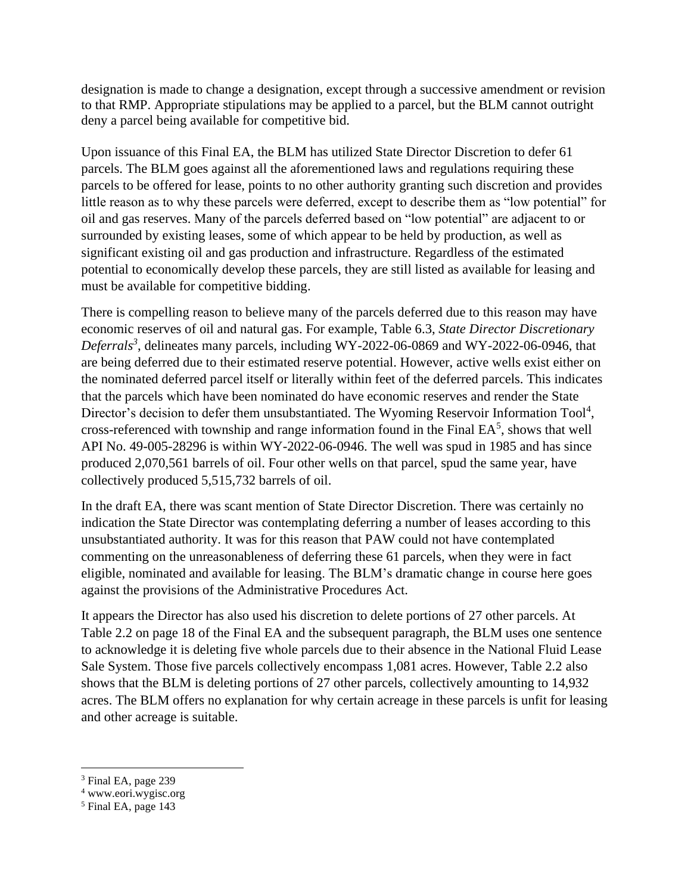designation is made to change a designation, except through a successive amendment or revision to that RMP. Appropriate stipulations may be applied to a parcel, but the BLM cannot outright deny a parcel being available for competitive bid.

Upon issuance of this Final EA, the BLM has utilized State Director Discretion to defer 61 parcels. The BLM goes against all the aforementioned laws and regulations requiring these parcels to be offered for lease, points to no other authority granting such discretion and provides little reason as to why these parcels were deferred, except to describe them as "low potential" for oil and gas reserves. Many of the parcels deferred based on "low potential" are adjacent to or surrounded by existing leases, some of which appear to be held by production, as well as significant existing oil and gas production and infrastructure. Regardless of the estimated potential to economically develop these parcels, they are still listed as available for leasing and must be available for competitive bidding.

There is compelling reason to believe many of the parcels deferred due to this reason may have economic reserves of oil and natural gas. For example, Table 6.3, *State Director Discretionary Deferrals*[3], delineates many parcels, including WY-2022-06-0869 and WY-2022-06-0946, that are being deferred due to their estimated reserve potential. However, active wells exist either on the nominated deferred parcel itself or literally within feet of the deferred parcels. This indicates that the parcels which have been nominated do have economic reserves and render the State Director's decision to defer them unsubstantiated. The Wyoming Reservoir Information Tool[4], cross-referenced with township and range information found in the Final EA[5], shows that well API No. 49-005-28296 is within WY-2022-06-0946. The well was spud in 1985 and has since produced 2,070,561 barrels of oil. Four other wells on that parcel, spud the same year, have collectively produced 5,515,732 barrels of oil.

In the draft EA, there was scant mention of State Director Discretion. There was certainly no indication the State Director was contemplating deferring a number of leases according to this unsubstantiated authority. It was for this reason that PAW could not have contemplated commenting on the unreasonableness of deferring these 61 parcels, when they were in fact eligible, nominated and available for leasing. The BLM's dramatic change in course here goes against the provisions of the Administrative Procedures Act.

It appears the Director has also used his discretion to delete portions of 27 other parcels. At Table 2.2 on page 18 of the Final EA and the subsequent paragraph, the BLM uses one sentence to acknowledge it is deleting five whole parcels due to their absence in the National Fluid Lease Sale System. Those five parcels collectively encompass 1,081 acres. However, Table 2.2 also shows that the BLM is deleting portions of 27 other parcels, collectively amounting to 14,932 acres. The BLM offers no explanation for why certain acreage in these parcels is unfit for leasing and other acreage is suitable.

---

[3] Final EA, page 239

[4] www.eori.wygisc.org

[5] Final EA, page 143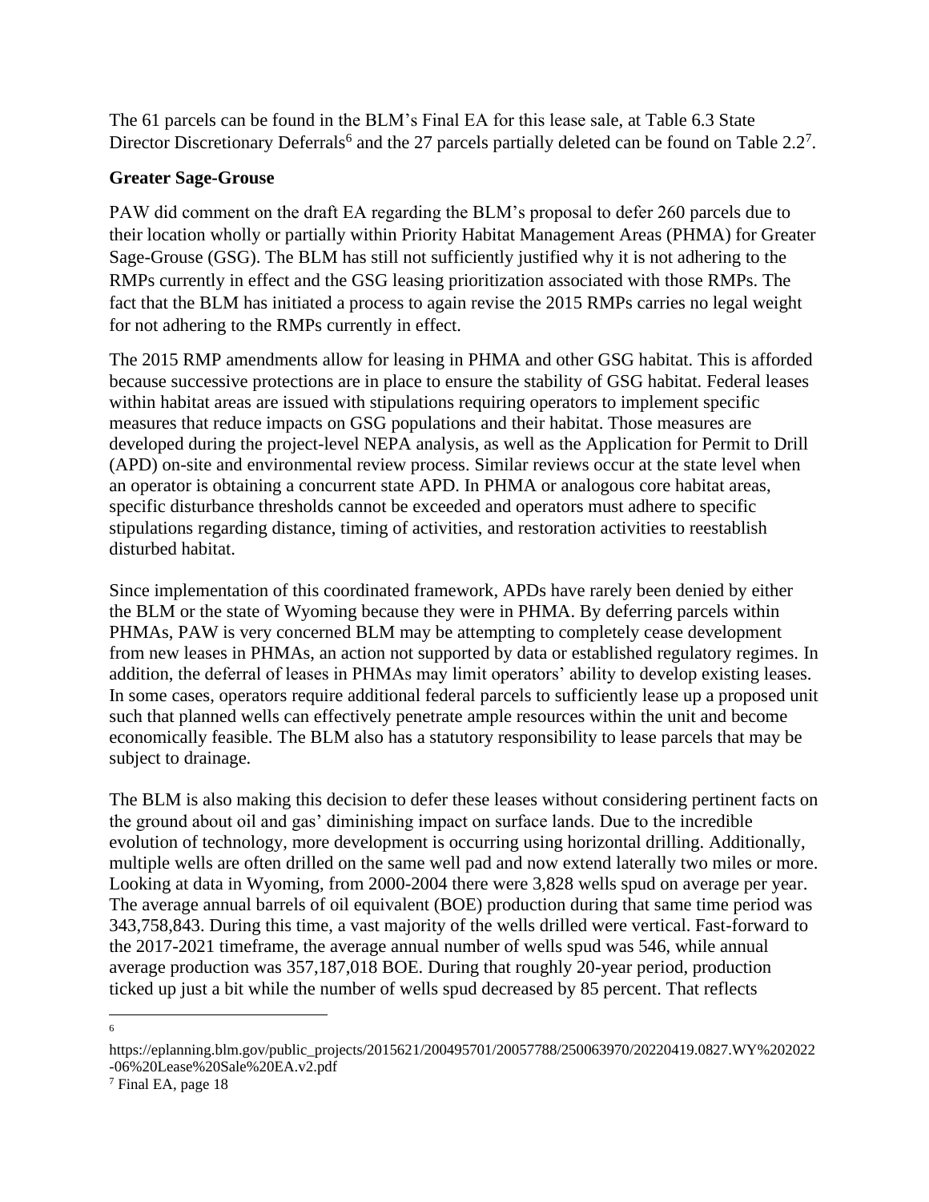The 61 parcels can be found in the BLM's Final EA for this lease sale, at Table 6.3 State Director Discretionary Deferrals[6] and the 27 parcels partially deleted can be found on Table 2.2[7].

**Greater Sage-Grouse**

PAW did comment on the draft EA regarding the BLM's proposal to defer 260 parcels due to their location wholly or partially within Priority Habitat Management Areas (PHMA) for Greater Sage-Grouse (GSG). The BLM has still not sufficiently justified why it is not adhering to the RMPs currently in effect and the GSG leasing prioritization associated with those RMPs. The fact that the BLM has initiated a process to again revise the 2015 RMPs carries no legal weight for not adhering to the RMPs currently in effect.

The 2015 RMP amendments allow for leasing in PHMA and other GSG habitat. This is afforded because successive protections are in place to ensure the stability of GSG habitat. Federal leases within habitat areas are issued with stipulations requiring operators to implement specific measures that reduce impacts on GSG populations and their habitat. Those measures are developed during the project-level NEPA analysis, as well as the Application for Permit to Drill (APD) on-site and environmental review process. Similar reviews occur at the state level when an operator is obtaining a concurrent state APD. In PHMA or analogous core habitat areas, specific disturbance thresholds cannot be exceeded and operators must adhere to specific stipulations regarding distance, timing of activities, and restoration activities to reestablish disturbed habitat.

Since implementation of this coordinated framework, APDs have rarely been denied by either the BLM or the state of Wyoming because they were in PHMA. By deferring parcels within PHMAs, PAW is very concerned BLM may be attempting to completely cease development from new leases in PHMAs, an action not supported by data or established regulatory regimes. In addition, the deferral of leases in PHMAs may limit operators' ability to develop existing leases. In some cases, operators require additional federal parcels to sufficiently lease up a proposed unit such that planned wells can effectively penetrate ample resources within the unit and become economically feasible. The BLM also has a statutory responsibility to lease parcels that may be subject to drainage.

The BLM is also making this decision to defer these leases without considering pertinent facts on the ground about oil and gas' diminishing impact on surface lands. Due to the incredible evolution of technology, more development is occurring using horizontal drilling. Additionally, multiple wells are often drilled on the same well pad and now extend laterally two miles or more. Looking at data in Wyoming, from 2000-2004 there were 3,828 wells spud on average per year. The average annual barrels of oil equivalent (BOE) production during that same time period was 343,758,843. During this time, a vast majority of the wells drilled were vertical. Fast-forward to the 2017-2021 timeframe, the average annual number of wells spud was 546, while annual average production was 357,187,018 BOE. During that roughly 20-year period, production ticked up just a bit while the number of wells spud decreased by 85 percent. That reflects

---

[6] https://eplanning.blm.gov/public_projects/2015621/200495701/20057788/250063970/20220419.0827.WY%202022-06%20Lease%20Sale%20EA.v2.pdf

[7] Final EA, page 18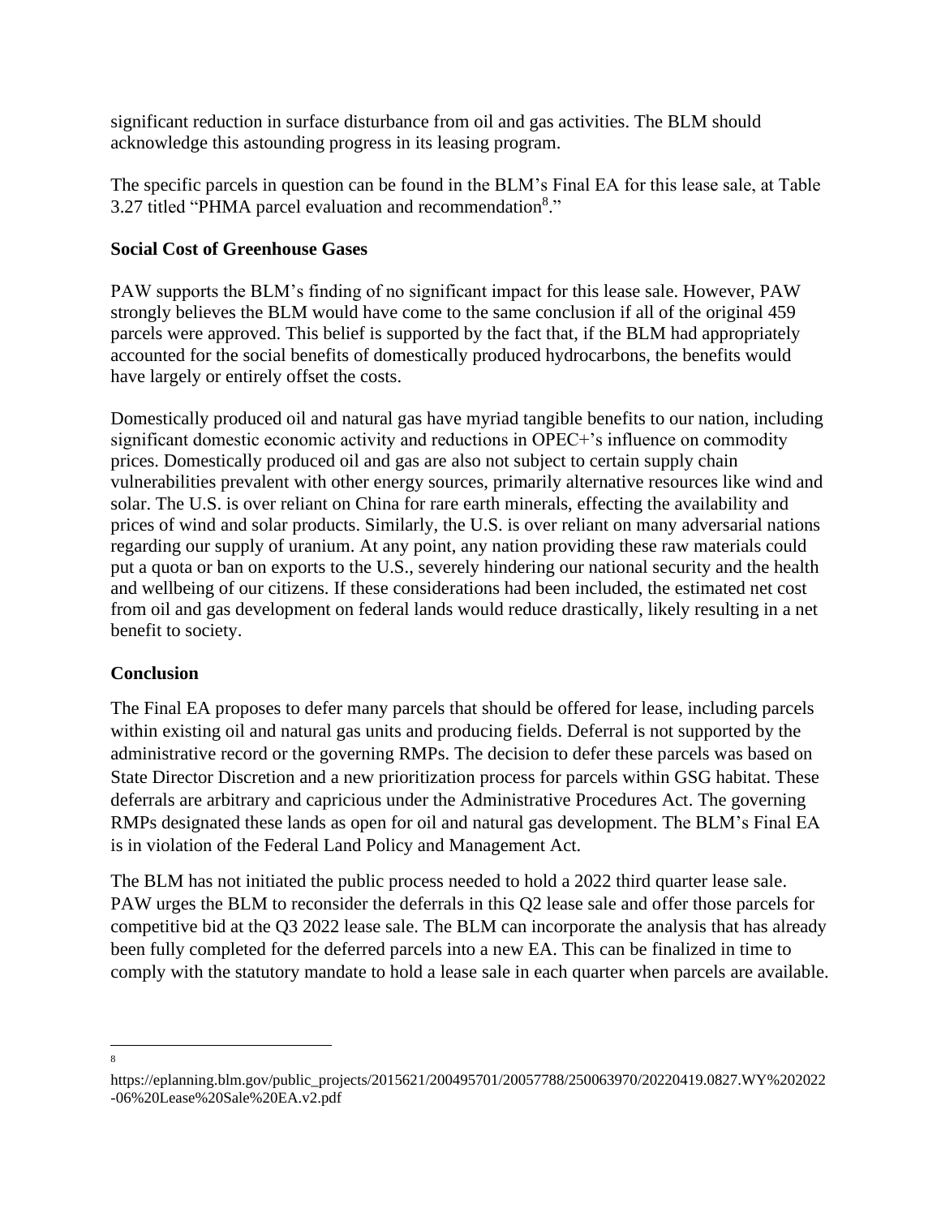significant reduction in surface disturbance from oil and gas activities. The BLM should acknowledge this astounding progress in its leasing program.

The specific parcels in question can be found in the BLM's Final EA for this lease sale, at Table 3.27 titled "PHMA parcel evaluation and recommendation[8]."

**Social Cost of Greenhouse Gases**

PAW supports the BLM's finding of no significant impact for this lease sale. However, PAW strongly believes the BLM would have come to the same conclusion if all of the original 459 parcels were approved. This belief is supported by the fact that, if the BLM had appropriately accounted for the social benefits of domestically produced hydrocarbons, the benefits would have largely or entirely offset the costs.

Domestically produced oil and natural gas have myriad tangible benefits to our nation, including significant domestic economic activity and reductions in OPEC+'s influence on commodity prices. Domestically produced oil and gas are also not subject to certain supply chain vulnerabilities prevalent with other energy sources, primarily alternative resources like wind and solar. The U.S. is over reliant on China for rare earth minerals, effecting the availability and prices of wind and solar products. Similarly, the U.S. is over reliant on many adversarial nations regarding our supply of uranium. At any point, any nation providing these raw materials could put a quota or ban on exports to the U.S., severely hindering our national security and the health and wellbeing of our citizens. If these considerations had been included, the estimated net cost from oil and gas development on federal lands would reduce drastically, likely resulting in a net benefit to society.

**Conclusion**

The Final EA proposes to defer many parcels that should be offered for lease, including parcels within existing oil and natural gas units and producing fields. Deferral is not supported by the administrative record or the governing RMPs. The decision to defer these parcels was based on State Director Discretion and a new prioritization process for parcels within GSG habitat. These deferrals are arbitrary and capricious under the Administrative Procedures Act. The governing RMPs designated these lands as open for oil and natural gas development. The BLM's Final EA is in violation of the Federal Land Policy and Management Act.

The BLM has not initiated the public process needed to hold a 2022 third quarter lease sale. PAW urges the BLM to reconsider the deferrals in this Q2 lease sale and offer those parcels for competitive bid at the Q3 2022 lease sale. The BLM can incorporate the analysis that has already been fully completed for the deferred parcels into a new EA. This can be finalized in time to comply with the statutory mandate to hold a lease sale in each quarter when parcels are available.

---

[8] https://eplanning.blm.gov/public_projects/2015621/200495701/20057788/250063970/20220419.0827.WY%202022-06%20Lease%20Sale%20EA.v2.pdf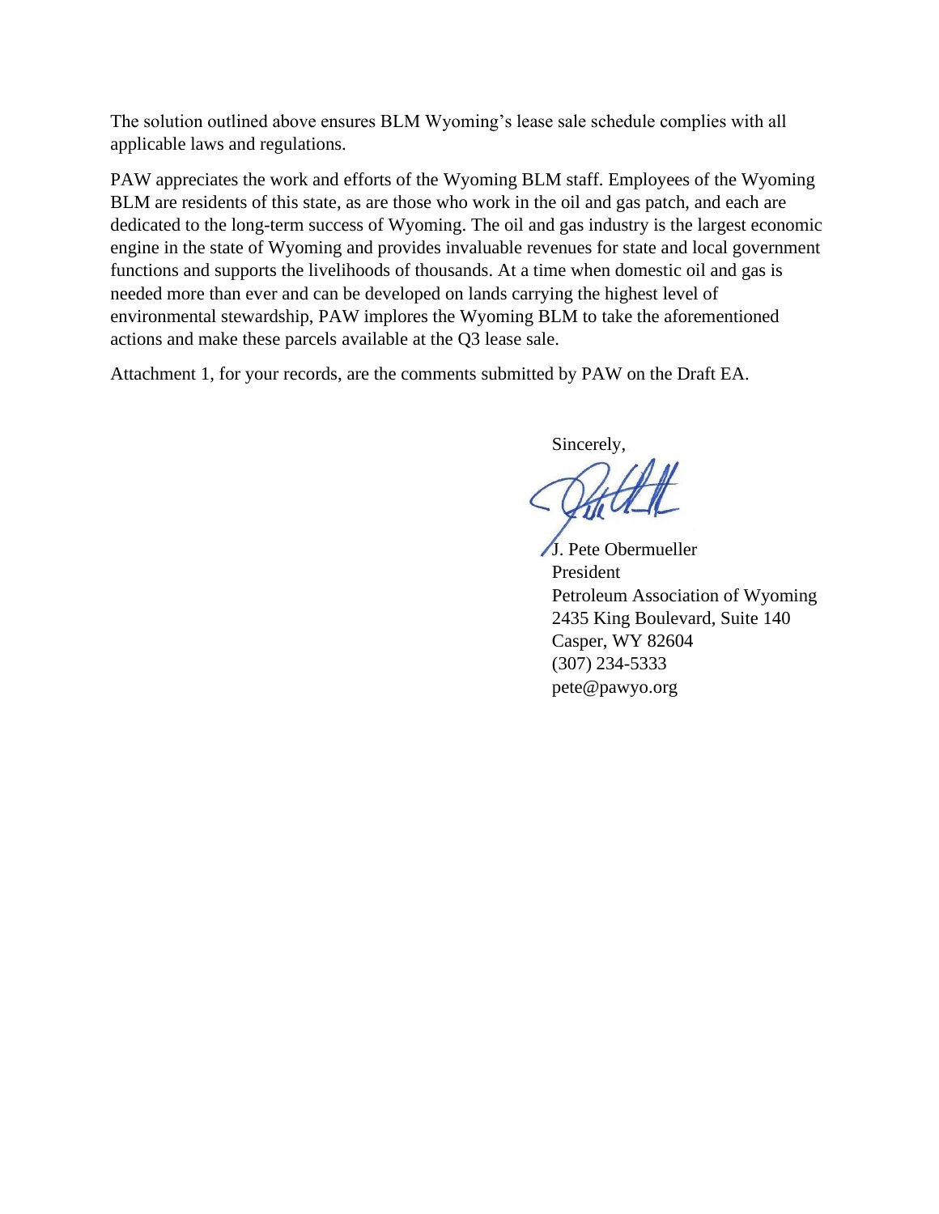The solution outlined above ensures BLM Wyoming's lease sale schedule complies with all applicable laws and regulations.

PAW appreciates the work and efforts of the Wyoming BLM staff. Employees of the Wyoming BLM are residents of this state, as are those who work in the oil and gas patch, and each are dedicated to the long-term success of Wyoming. The oil and gas industry is the largest economic engine in the state of Wyoming and provides invaluable revenues for state and local government functions and supports the livelihoods of thousands. At a time when domestic oil and gas is needed more than ever and can be developed on lands carrying the highest level of environmental stewardship, PAW implores the Wyoming BLM to take the aforementioned actions and make these parcels available at the Q3 lease sale.

Attachment 1, for your records, are the comments submitted by PAW on the Draft EA.

Sincerely,

J. Pete Obermueller
President
Petroleum Association of Wyoming
2435 King Boulevard, Suite 140
Casper, WY 82604
(307) 234-5333
pete@pawyo.org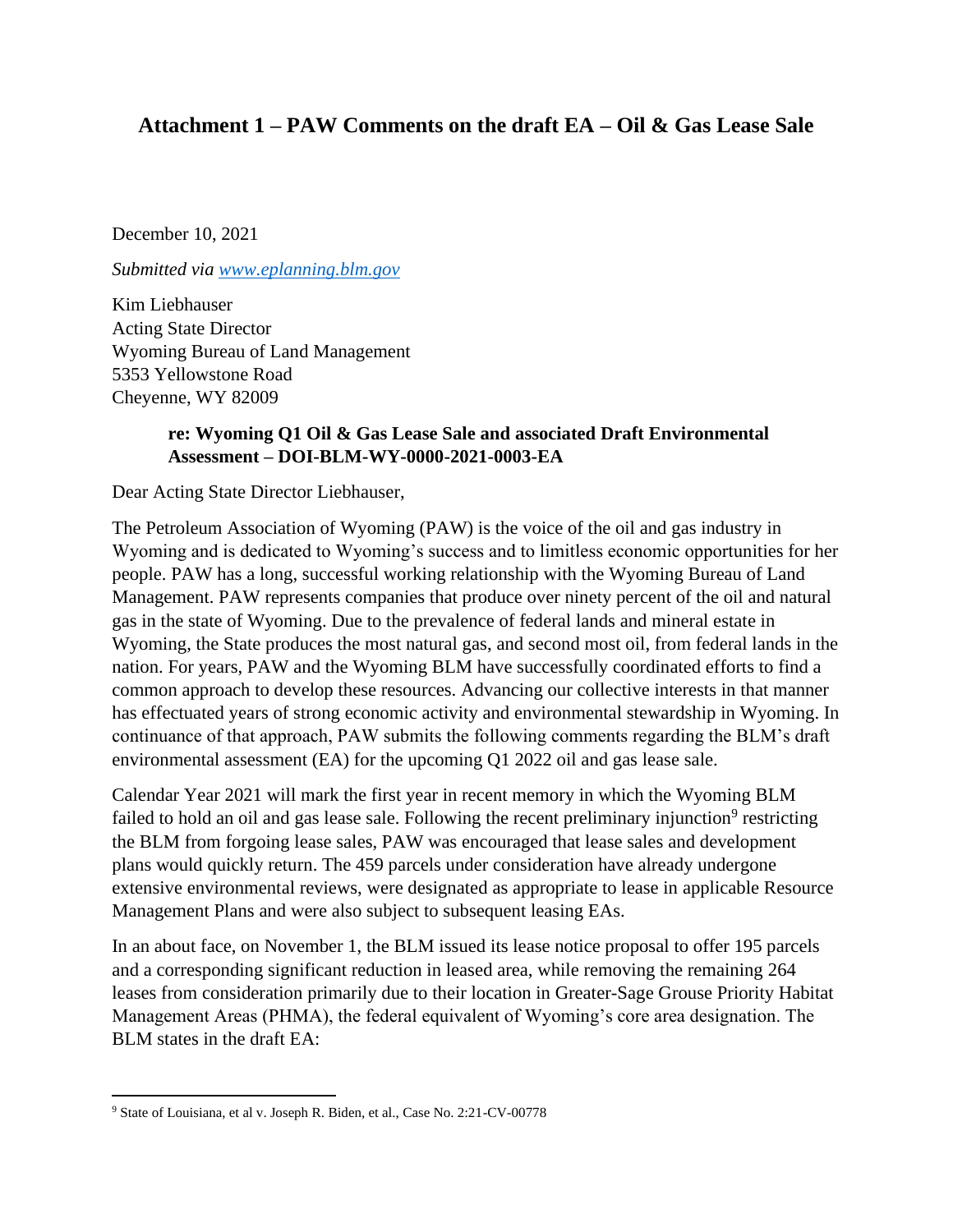## Attachment 1 – PAW Comments on the draft EA – Oil & Gas Lease Sale

December 10, 2021

*Submitted via [www.eplanning.blm.gov](www.eplanning.blm.gov)*

Kim Liebhauser
Acting State Director
Wyoming Bureau of Land Management
5353 Yellowstone Road
Cheyenne, WY 82009

> **re: Wyoming Q1 Oil & Gas Lease Sale and associated Draft Environmental Assessment – DOI-BLM-WY-0000-2021-0003-EA**

Dear Acting State Director Liebhauser,

The Petroleum Association of Wyoming (PAW) is the voice of the oil and gas industry in Wyoming and is dedicated to Wyoming's success and to limitless economic opportunities for her people. PAW has a long, successful working relationship with the Wyoming Bureau of Land Management. PAW represents companies that produce over ninety percent of the oil and natural gas in the state of Wyoming. Due to the prevalence of federal lands and mineral estate in Wyoming, the State produces the most natural gas, and second most oil, from federal lands in the nation. For years, PAW and the Wyoming BLM have successfully coordinated efforts to find a common approach to develop these resources. Advancing our collective interests in that manner has effectuated years of strong economic activity and environmental stewardship in Wyoming. In continuance of that approach, PAW submits the following comments regarding the BLM's draft environmental assessment (EA) for the upcoming Q1 2022 oil and gas lease sale.

Calendar Year 2021 will mark the first year in recent memory in which the Wyoming BLM failed to hold an oil and gas lease sale. Following the recent preliminary injunction[9] restricting the BLM from forgoing lease sales, PAW was encouraged that lease sales and development plans would quickly return. The 459 parcels under consideration have already undergone extensive environmental reviews, were designated as appropriate to lease in applicable Resource Management Plans and were also subject to subsequent leasing EAs.

In an about face, on November 1, the BLM issued its lease notice proposal to offer 195 parcels and a corresponding significant reduction in leased area, while removing the remaining 264 leases from consideration primarily due to their location in Greater-Sage Grouse Priority Habitat Management Areas (PHMA), the federal equivalent of Wyoming's core area designation. The BLM states in the draft EA:

[9] State of Louisiana, et al v. Joseph R. Biden, et al., Case No. 2:21-CV-00778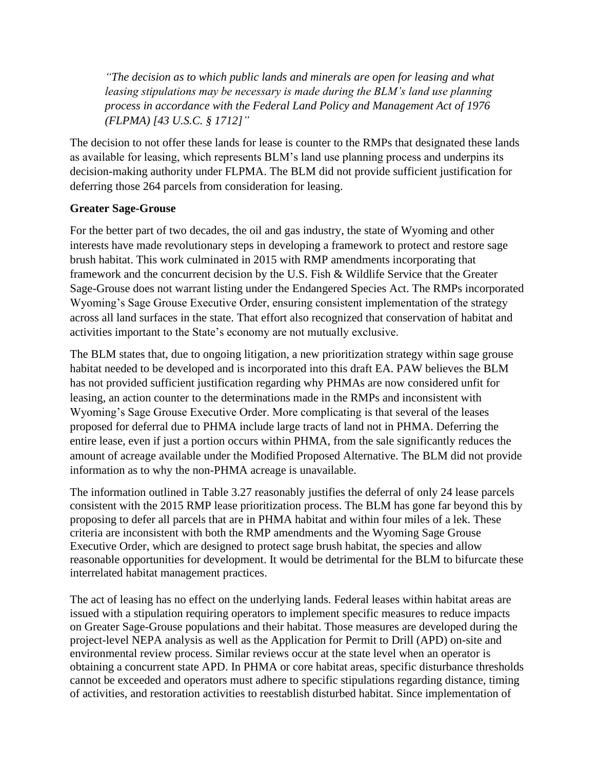*"The decision as to which public lands and minerals are open for leasing and what leasing stipulations may be necessary is made during the BLM's land use planning process in accordance with the Federal Land Policy and Management Act of 1976 (FLPMA) [43 U.S.C. § 1712]"*

The decision to not offer these lands for lease is counter to the RMPs that designated these lands as available for leasing, which represents BLM's land use planning process and underpins its decision-making authority under FLPMA. The BLM did not provide sufficient justification for deferring those 264 parcels from consideration for leasing.

**Greater Sage-Grouse**

For the better part of two decades, the oil and gas industry, the state of Wyoming and other interests have made revolutionary steps in developing a framework to protect and restore sage brush habitat. This work culminated in 2015 with RMP amendments incorporating that framework and the concurrent decision by the U.S. Fish & Wildlife Service that the Greater Sage-Grouse does not warrant listing under the Endangered Species Act. The RMPs incorporated Wyoming's Sage Grouse Executive Order, ensuring consistent implementation of the strategy across all land surfaces in the state. That effort also recognized that conservation of habitat and activities important to the State's economy are not mutually exclusive.

The BLM states that, due to ongoing litigation, a new prioritization strategy within sage grouse habitat needed to be developed and is incorporated into this draft EA. PAW believes the BLM has not provided sufficient justification regarding why PHMAs are now considered unfit for leasing, an action counter to the determinations made in the RMPs and inconsistent with Wyoming's Sage Grouse Executive Order. More complicating is that several of the leases proposed for deferral due to PHMA include large tracts of land not in PHMA. Deferring the entire lease, even if just a portion occurs within PHMA, from the sale significantly reduces the amount of acreage available under the Modified Proposed Alternative. The BLM did not provide information as to why the non-PHMA acreage is unavailable.

The information outlined in Table 3.27 reasonably justifies the deferral of only 24 lease parcels consistent with the 2015 RMP lease prioritization process. The BLM has gone far beyond this by proposing to defer all parcels that are in PHMA habitat and within four miles of a lek. These criteria are inconsistent with both the RMP amendments and the Wyoming Sage Grouse Executive Order, which are designed to protect sage brush habitat, the species and allow reasonable opportunities for development. It would be detrimental for the BLM to bifurcate these interrelated habitat management practices.

The act of leasing has no effect on the underlying lands. Federal leases within habitat areas are issued with a stipulation requiring operators to implement specific measures to reduce impacts on Greater Sage-Grouse populations and their habitat. Those measures are developed during the project-level NEPA analysis as well as the Application for Permit to Drill (APD) on-site and environmental review process. Similar reviews occur at the state level when an operator is obtaining a concurrent state APD. In PHMA or core habitat areas, specific disturbance thresholds cannot be exceeded and operators must adhere to specific stipulations regarding distance, timing of activities, and restoration activities to reestablish disturbed habitat. Since implementation of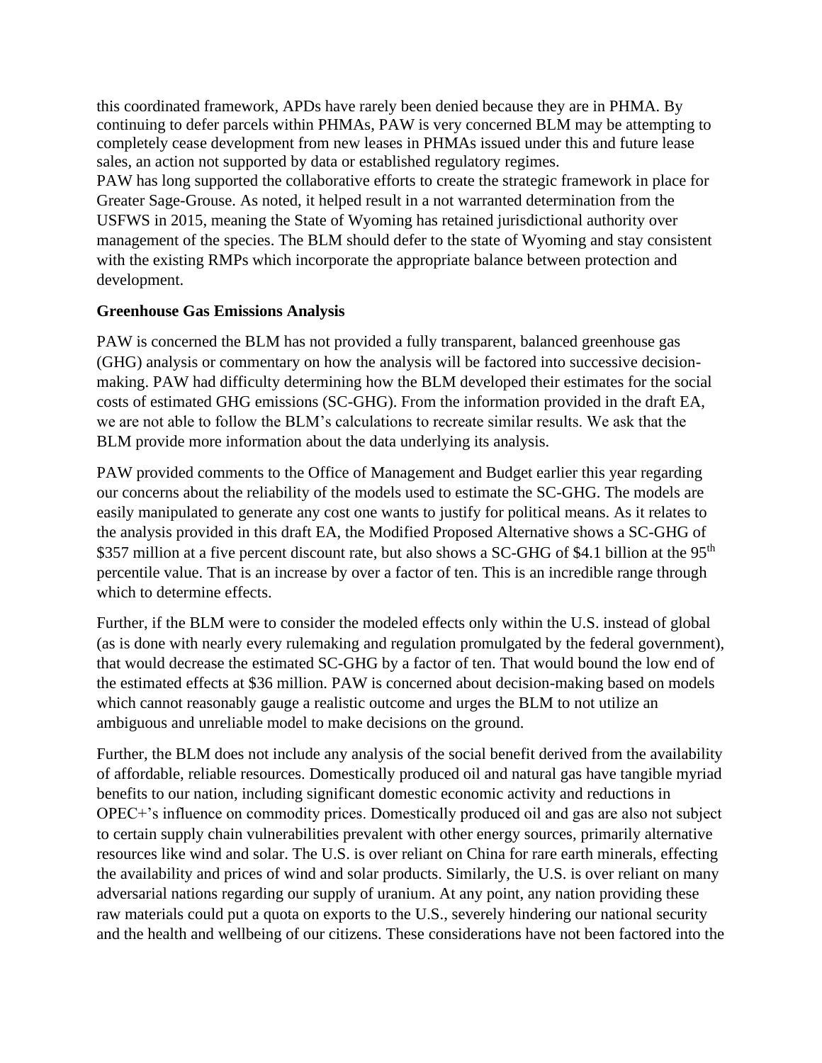this coordinated framework, APDs have rarely been denied because they are in PHMA. By continuing to defer parcels within PHMAs, PAW is very concerned BLM may be attempting to completely cease development from new leases in PHMAs issued under this and future lease sales, an action not supported by data or established regulatory regimes.

PAW has long supported the collaborative efforts to create the strategic framework in place for Greater Sage-Grouse. As noted, it helped result in a not warranted determination from the USFWS in 2015, meaning the State of Wyoming has retained jurisdictional authority over management of the species. The BLM should defer to the state of Wyoming and stay consistent with the existing RMPs which incorporate the appropriate balance between protection and development.

**Greenhouse Gas Emissions Analysis**

PAW is concerned the BLM has not provided a fully transparent, balanced greenhouse gas (GHG) analysis or commentary on how the analysis will be factored into successive decision-making. PAW had difficulty determining how the BLM developed their estimates for the social costs of estimated GHG emissions (SC-GHG). From the information provided in the draft EA, we are not able to follow the BLM's calculations to recreate similar results. We ask that the BLM provide more information about the data underlying its analysis.

PAW provided comments to the Office of Management and Budget earlier this year regarding our concerns about the reliability of the models used to estimate the SC-GHG. The models are easily manipulated to generate any cost one wants to justify for political means. As it relates to the analysis provided in this draft EA, the Modified Proposed Alternative shows a SC-GHG of \$357 million at a five percent discount rate, but also shows a SC-GHG of \$4.1 billion at the 95th percentile value. That is an increase by over a factor of ten. This is an incredible range through which to determine effects.

Further, if the BLM were to consider the modeled effects only within the U.S. instead of global (as is done with nearly every rulemaking and regulation promulgated by the federal government), that would decrease the estimated SC-GHG by a factor of ten. That would bound the low end of the estimated effects at \$36 million. PAW is concerned about decision-making based on models which cannot reasonably gauge a realistic outcome and urges the BLM to not utilize an ambiguous and unreliable model to make decisions on the ground.

Further, the BLM does not include any analysis of the social benefit derived from the availability of affordable, reliable resources. Domestically produced oil and natural gas have tangible myriad benefits to our nation, including significant domestic economic activity and reductions in OPEC+'s influence on commodity prices. Domestically produced oil and gas are also not subject to certain supply chain vulnerabilities prevalent with other energy sources, primarily alternative resources like wind and solar. The U.S. is over reliant on China for rare earth minerals, effecting the availability and prices of wind and solar products. Similarly, the U.S. is over reliant on many adversarial nations regarding our supply of uranium. At any point, any nation providing these raw materials could put a quota on exports to the U.S., severely hindering our national security and the health and wellbeing of our citizens. These considerations have not been factored into the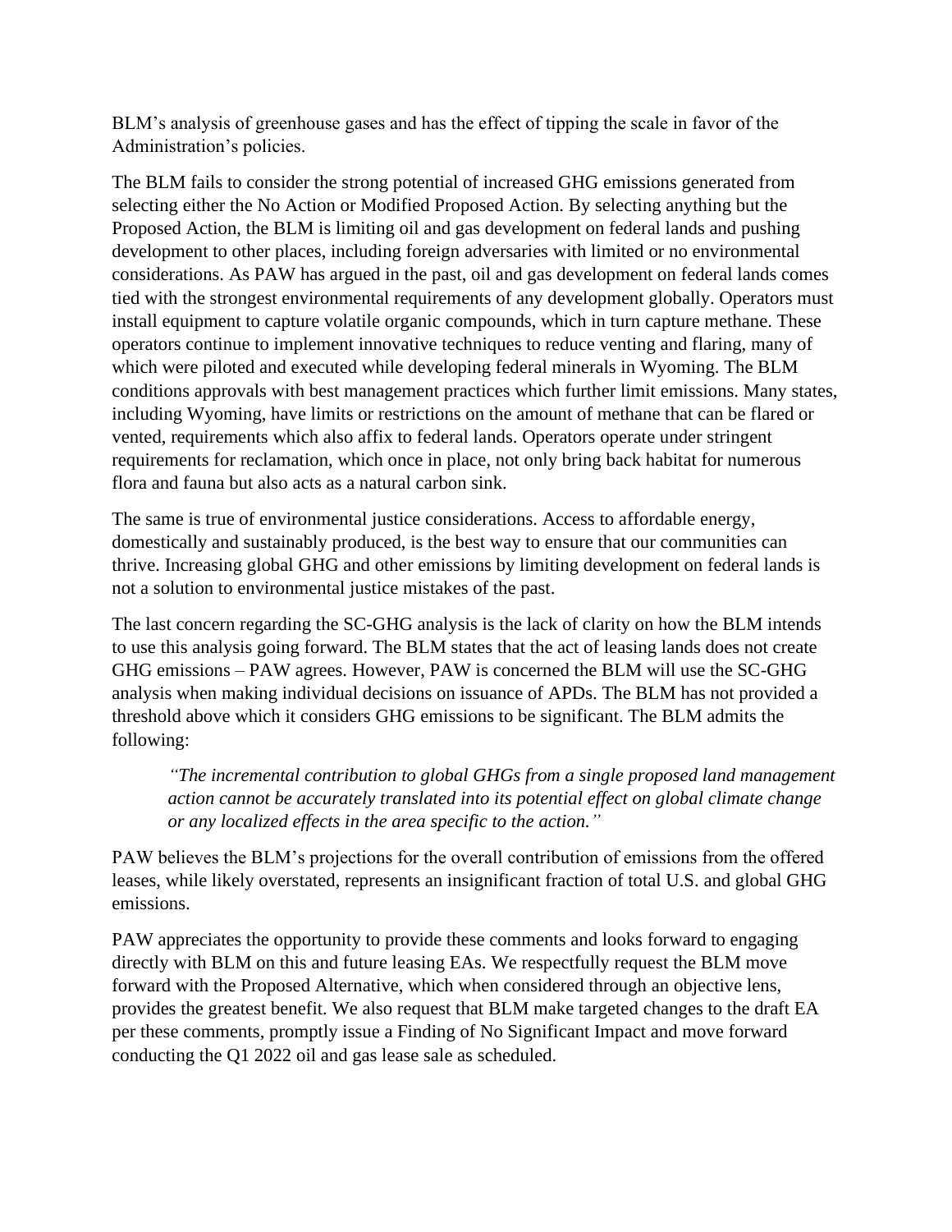BLM's analysis of greenhouse gases and has the effect of tipping the scale in favor of the Administration's policies.

The BLM fails to consider the strong potential of increased GHG emissions generated from selecting either the No Action or Modified Proposed Action. By selecting anything but the Proposed Action, the BLM is limiting oil and gas development on federal lands and pushing development to other places, including foreign adversaries with limited or no environmental considerations. As PAW has argued in the past, oil and gas development on federal lands comes tied with the strongest environmental requirements of any development globally. Operators must install equipment to capture volatile organic compounds, which in turn capture methane. These operators continue to implement innovative techniques to reduce venting and flaring, many of which were piloted and executed while developing federal minerals in Wyoming. The BLM conditions approvals with best management practices which further limit emissions. Many states, including Wyoming, have limits or restrictions on the amount of methane that can be flared or vented, requirements which also affix to federal lands. Operators operate under stringent requirements for reclamation, which once in place, not only bring back habitat for numerous flora and fauna but also acts as a natural carbon sink.

The same is true of environmental justice considerations. Access to affordable energy, domestically and sustainably produced, is the best way to ensure that our communities can thrive. Increasing global GHG and other emissions by limiting development on federal lands is not a solution to environmental justice mistakes of the past.

The last concern regarding the SC-GHG analysis is the lack of clarity on how the BLM intends to use this analysis going forward. The BLM states that the act of leasing lands does not create GHG emissions – PAW agrees. However, PAW is concerned the BLM will use the SC-GHG analysis when making individual decisions on issuance of APDs. The BLM has not provided a threshold above which it considers GHG emissions to be significant. The BLM admits the following:

> *"The incremental contribution to global GHGs from a single proposed land management action cannot be accurately translated into its potential effect on global climate change or any localized effects in the area specific to the action."*

PAW believes the BLM's projections for the overall contribution of emissions from the offered leases, while likely overstated, represents an insignificant fraction of total U.S. and global GHG emissions.

PAW appreciates the opportunity to provide these comments and looks forward to engaging directly with BLM on this and future leasing EAs. We respectfully request the BLM move forward with the Proposed Alternative, which when considered through an objective lens, provides the greatest benefit. We also request that BLM make targeted changes to the draft EA per these comments, promptly issue a Finding of No Significant Impact and move forward conducting the Q1 2022 oil and gas lease sale as scheduled.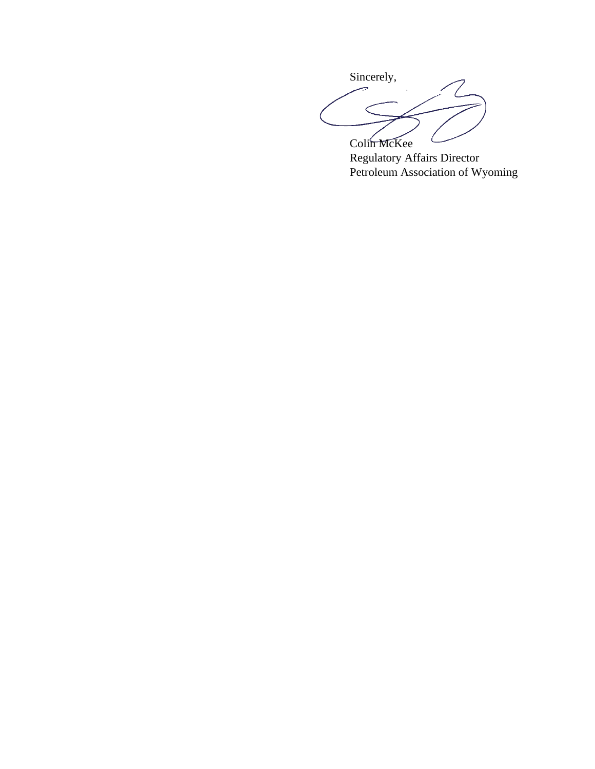Sincerely,

Colin McKee  
Regulatory Affairs Director  
Petroleum Association of Wyoming